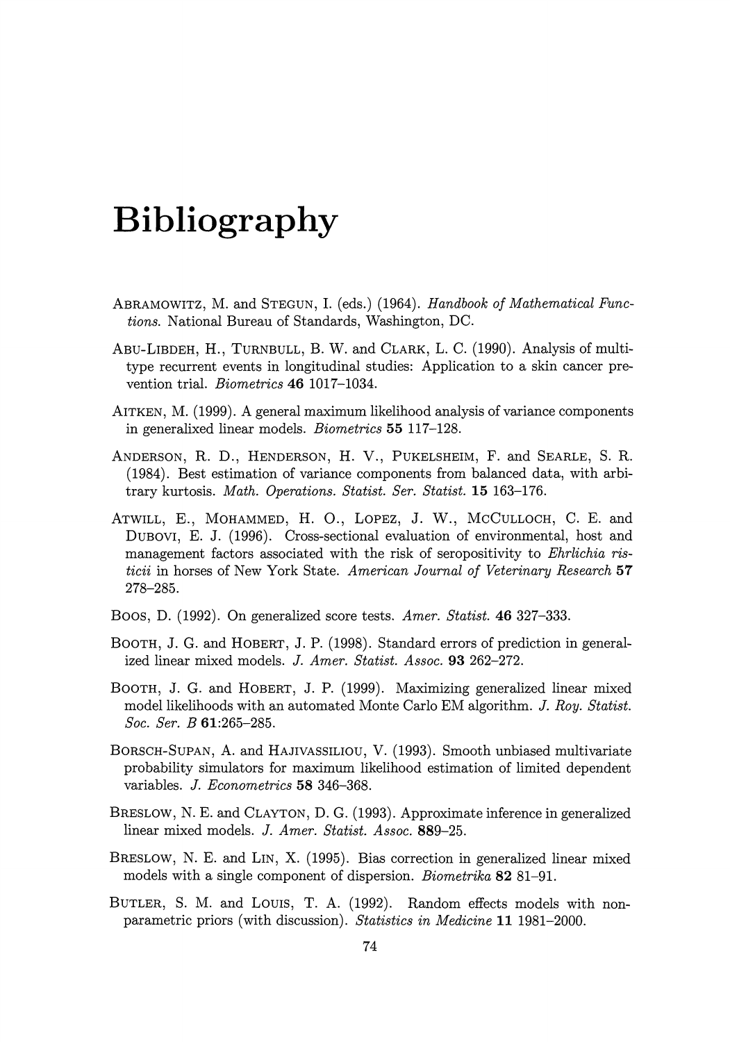# Bibliography

ABRAMOWITZ, M. and STEGUN, I. (eds.) (1964). *Handbook of Mathematical Functions.* National Bureau of Standards, Washington, DC.

ABU-LIBDEH, H., TURNBULL, B. W. and CLARK, L. C. (1990). Analysis of multi-type recurrent events in longitudinal studies: Application to a skin cancer prevention trial. *Biometrics* **46** 1017–1034.

AITKEN, M. (1999). A general maximum likelihood analysis of variance components in generalixed linear models. *Biometrics* **55** 117–128.

ANDERSON, R. D., HENDERSON, H. V., PUKELSHEIM, F. and SEARLE, S. R. (1984). Best estimation of variance components from balanced data, with arbitrary kurtosis. *Math. Operations. Statist. Ser. Statist.* **15** 163–176.

ATWILL, E., MOHAMMED, H. O., LOPEZ, J. W., MCCULLOCH, C. E. and DUBOVI, E. J. (1996). Cross-sectional evaluation of environmental, host and management factors associated with the risk of seropositivity to *Ehrlichia risticii* in horses of New York State. *American Journal of Veterinary Research* **57** 278–285.

BOOS, D. (1992). On generalized score tests. *Amer. Statist.* **46** 327–333.

BOOTH, J. G. and HOBERT, J. P. (1998). Standard errors of prediction in generalized linear mixed models. *J. Amer. Statist. Assoc.* **93** 262–272.

BOOTH, J. G. and HOBERT, J. P. (1999). Maximizing generalized linear mixed model likelihoods with an automated Monte Carlo EM algorithm. *J. Roy. Statist. Soc. Ser. B* **61**:265–285.

BORSCH-SUPAN, A. and HAJIVASSILIOU, V. (1993). Smooth unbiased multivariate probability simulators for maximum likelihood estimation of limited dependent variables. *J. Econometrics* **58** 346–368.

BRESLOW, N. E. and CLAYTON, D. G. (1993). Approximate inference in generalized linear mixed models. *J. Amer. Statist. Assoc.* **88**9–25.

BRESLOW, N. E. and LIN, X. (1995). Bias correction in generalized linear mixed models with a single component of dispersion. *Biometrika* **82** 81–91.

BUTLER, S. M. and LOUIS, T. A. (1992). Random effects models with non-parametric priors (with discussion). *Statistics in Medicine* **11** 1981–2000.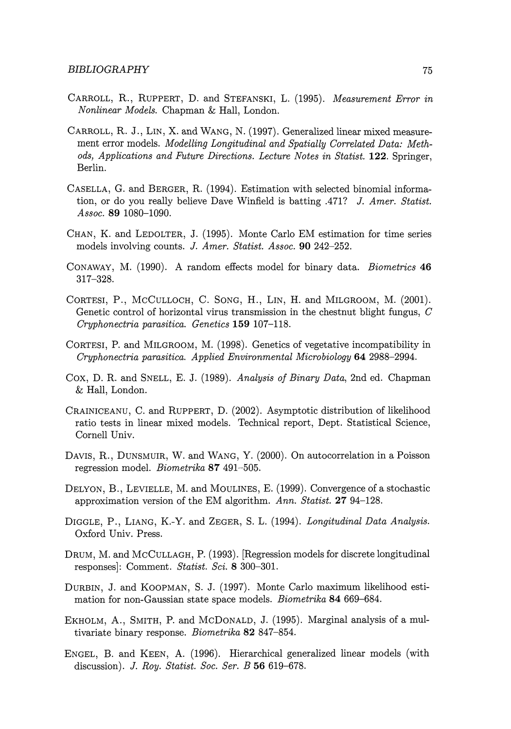Carroll, R., Ruppert, D. and Stefanski, L. (1995). *Measurement Error in Nonlinear Models.* Chapman & Hall, London.

Carroll, R. J., Lin, X. and Wang, N. (1997). Generalized linear mixed measurement error models. *Modelling Longitudinal and Spatially Correlated Data: Methods, Applications and Future Directions. Lecture Notes in Statist.* **122**. Springer, Berlin.

Casella, G. and Berger, R. (1994). Estimation with selected binomial information, or do you really believe Dave Winfield is batting .471? *J. Amer. Statist. Assoc.* **89** 1080–1090.

Chan, K. and Ledolter, J. (1995). Monte Carlo EM estimation for time series models involving counts. *J. Amer. Statist. Assoc.* **90** 242–252.

Conaway, M. (1990). A random effects model for binary data. *Biometrics* **46** 317–328.

Cortesi, P., McCulloch, C. Song, H., Lin, H. and Milgroom, M. (2001). Genetic control of horizontal virus transmission in the chestnut blight fungus, *C Cryphonectria parasitica*. *Genetics* **159** 107–118.

Cortesi, P. and Milgroom, M. (1998). Genetics of vegetative incompatibility in *Cryphonectria parasitica*. *Applied Environmental Microbiology* **64** 2988–2994.

Cox, D. R. and Snell, E. J. (1989). *Analysis of Binary Data*, 2nd ed. Chapman & Hall, London.

Crainiceanu, C. and Ruppert, D. (2002). Asymptotic distribution of likelihood ratio tests in linear mixed models. Technical report, Dept. Statistical Science, Cornell Univ.

Davis, R., Dunsmuir, W. and Wang, Y. (2000). On autocorrelation in a Poisson regression model. *Biometrika* **87** 491–505.

Delyon, B., Levielle, M. and Moulines, E. (1999). Convergence of a stochastic approximation version of the EM algorithm. *Ann. Statist.* **27** 94–128.

Diggle, P., Liang, K.-Y. and Zeger, S. L. (1994). *Longitudinal Data Analysis.* Oxford Univ. Press.

Drum, M. and McCullagh, P. (1993). [Regression models for discrete longitudinal responses]: Comment. *Statist. Sci.* **8** 300–301.

Durbin, J. and Koopman, S. J. (1997). Monte Carlo maximum likelihood estimation for non-Gaussian state space models. *Biometrika* **84** 669–684.

Ekholm, A., Smith, P. and McDonald, J. (1995). Marginal analysis of a multivariate binary response. *Biometrika* **82** 847–854.

Engel, B. and Keen, A. (1996). Hierarchical generalized linear models (with discussion). *J. Roy. Statist. Soc. Ser. B* **56** 619–678.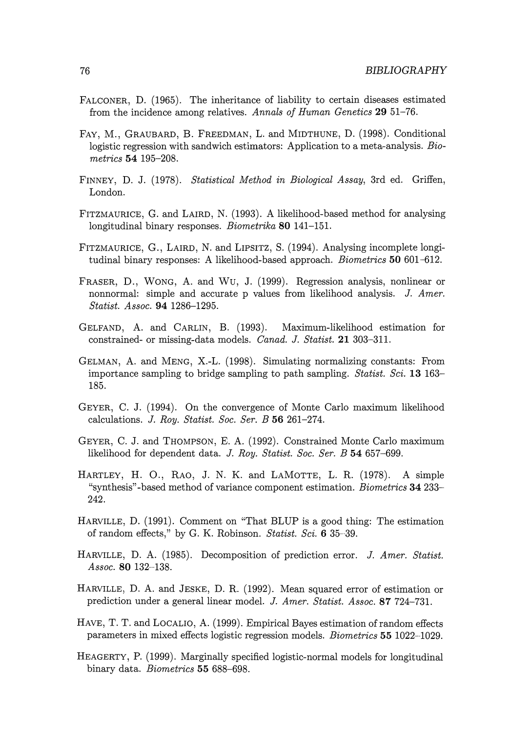Falconer, D. (1965). The inheritance of liability to certain diseases estimated from the incidence among relatives. *Annals of Human Genetics* **29** 51–76.

Fay, M., Graubard, B. Freedman, L. and Midthune, D. (1998). Conditional logistic regression with sandwich estimators: Application to a meta-analysis. *Biometrics* **54** 195–208.

Finney, D. J. (1978). *Statistical Method in Biological Assay*, 3rd ed. Griffen, London.

Fitzmaurice, G. and Laird, N. (1993). A likelihood-based method for analysing longitudinal binary responses. *Biometrika* **80** 141–151.

Fitzmaurice, G., Laird, N. and Lipsitz, S. (1994). Analysing incomplete longitudinal binary responses: A likelihood-based approach. *Biometrics* **50** 601–612.

Fraser, D., Wong, A. and Wu, J. (1999). Regression analysis, nonlinear or nonnormal: simple and accurate p values from likelihood analysis. *J. Amer. Statist. Assoc.* **94** 1286–1295.

Gelfand, A. and Carlin, B. (1993). Maximum-likelihood estimation for constrained- or missing-data models. *Canad. J. Statist.* **21** 303–311.

Gelman, A. and Meng, X.-L. (1998). Simulating normalizing constants: From importance sampling to bridge sampling to path sampling. *Statist. Sci.* **13** 163–185.

Geyer, C. J. (1994). On the convergence of Monte Carlo maximum likelihood calculations. *J. Roy. Statist. Soc. Ser. B* **56** 261–274.

Geyer, C. J. and Thompson, E. A. (1992). Constrained Monte Carlo maximum likelihood for dependent data. *J. Roy. Statist. Soc. Ser. B* **54** 657–699.

Hartley, H. O., Rao, J. N. K. and LaMotte, L. R. (1978). A simple "synthesis"-based method of variance component estimation. *Biometrics* **34** 233–242.

Harville, D. (1991). Comment on "That BLUP is a good thing: The estimation of random effects," by G. K. Robinson. *Statist. Sci.* **6** 35–39.

Harville, D. A. (1985). Decomposition of prediction error. *J. Amer. Statist. Assoc.* **80** 132–138.

Harville, D. A. and Jeske, D. R. (1992). Mean squared error of estimation or prediction under a general linear model. *J. Amer. Statist. Assoc.* **87** 724–731.

Have, T. T. and Localio, A. (1999). Empirical Bayes estimation of random effects parameters in mixed effects logistic regression models. *Biometrics* **55** 1022–1029.

Heagerty, P. (1999). Marginally specified logistic-normal models for longitudinal binary data. *Biometrics* **55** 688–698.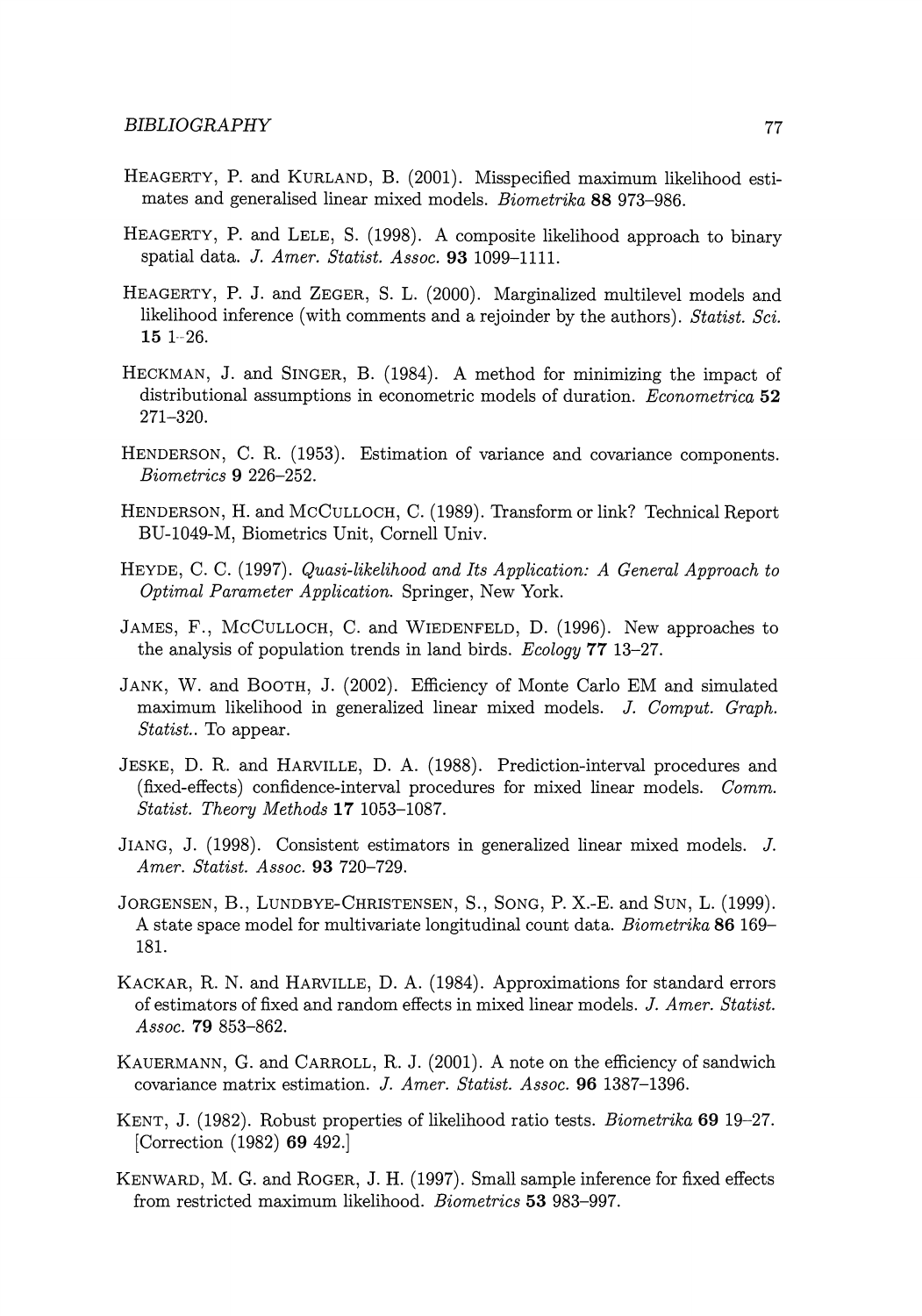HEAGERTY, P. and KURLAND, B. (2001). Misspecified maximum likelihood estimates and generalised linear mixed models. *Biometrika* **88** 973–986.

HEAGERTY, P. and LELE, S. (1998). A composite likelihood approach to binary spatial data. *J. Amer. Statist. Assoc.* **93** 1099–1111.

HEAGERTY, P. J. and ZEGER, S. L. (2000). Marginalized multilevel models and likelihood inference (with comments and a rejoinder by the authors). *Statist. Sci.* **15** 1–26.

HECKMAN, J. and SINGER, B. (1984). A method for minimizing the impact of distributional assumptions in econometric models of duration. *Econometrica* **52** 271–320.

HENDERSON, C. R. (1953). Estimation of variance and covariance components. *Biometrics* **9** 226–252.

HENDERSON, H. and MCCULLOCH, C. (1989). Transform or link? Technical Report BU-1049-M, Biometrics Unit, Cornell Univ.

HEYDE, C. C. (1997). *Quasi-likelihood and Its Application: A General Approach to Optimal Parameter Application.* Springer, New York.

JAMES, F., MCCULLOCH, C. and WIEDENFELD, D. (1996). New approaches to the analysis of population trends in land birds. *Ecology* **77** 13–27.

JANK, W. and BOOTH, J. (2002). Efficiency of Monte Carlo EM and simulated maximum likelihood in generalized linear mixed models. *J. Comput. Graph. Statist.*. To appear.

JESKE, D. R. and HARVILLE, D. A. (1988). Prediction-interval procedures and (fixed-effects) confidence-interval procedures for mixed linear models. *Comm. Statist. Theory Methods* **17** 1053–1087.

JIANG, J. (1998). Consistent estimators in generalized linear mixed models. *J. Amer. Statist. Assoc.* **93** 720–729.

JORGENSEN, B., LUNDBYE-CHRISTENSEN, S., SONG, P. X.-E. and SUN, L. (1999). A state space model for multivariate longitudinal count data. *Biometrika* **86** 169–181.

KACKAR, R. N. and HARVILLE, D. A. (1984). Approximations for standard errors of estimators of fixed and random effects in mixed linear models. *J. Amer. Statist. Assoc.* **79** 853–862.

KAUERMANN, G. and CARROLL, R. J. (2001). A note on the efficiency of sandwich covariance matrix estimation. *J. Amer. Statist. Assoc.* **96** 1387–1396.

KENT, J. (1982). Robust properties of likelihood ratio tests. *Biometrika* **69** 19–27. [Correction (1982) **69** 492.]

KENWARD, M. G. and ROGER, J. H. (1997). Small sample inference for fixed effects from restricted maximum likelihood. *Biometrics* **53** 983–997.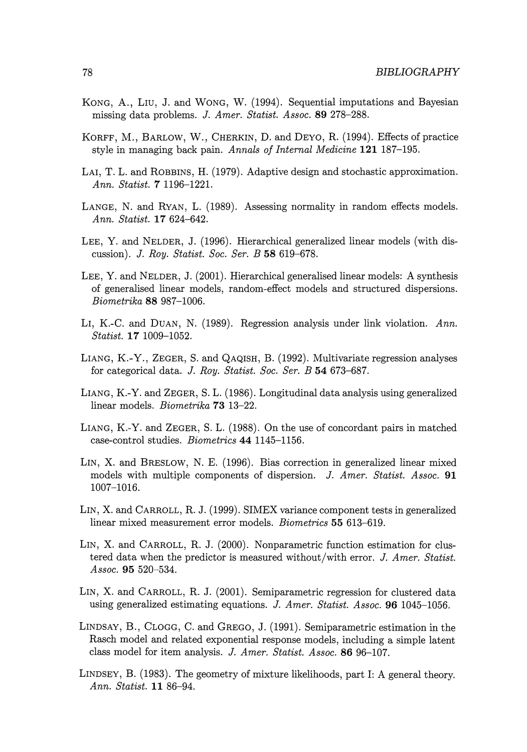Kong, A., Liu, J. and Wong, W. (1994). Sequential imputations and Bayesian missing data problems. *J. Amer. Statist. Assoc.* **89** 278–288.

Korff, M., Barlow, W., Cherkin, D. and Deyo, R. (1994). Effects of practice style in managing back pain. *Annals of Internal Medicine* **121** 187–195.

Lai, T. L. and Robbins, H. (1979). Adaptive design and stochastic approximation. *Ann. Statist.* **7** 1196–1221.

Lange, N. and Ryan, L. (1989). Assessing normality in random effects models. *Ann. Statist.* **17** 624–642.

Lee, Y. and Nelder, J. (1996). Hierarchical generalized linear models (with discussion). *J. Roy. Statist. Soc. Ser. B* **58** 619–678.

Lee, Y. and Nelder, J. (2001). Hierarchical generalised linear models: A synthesis of generalised linear models, random-effect models and structured dispersions. *Biometrika* **88** 987–1006.

Li, K.-C. and Duan, N. (1989). Regression analysis under link violation. *Ann. Statist.* **17** 1009–1052.

Liang, K.-Y., Zeger, S. and Qaqish, B. (1992). Multivariate regression analyses for categorical data. *J. Roy. Statist. Soc. Ser. B* **54** 673–687.

Liang, K.-Y. and Zeger, S. L. (1986). Longitudinal data analysis using generalized linear models. *Biometrika* **73** 13–22.

Liang, K.-Y. and Zeger, S. L. (1988). On the use of concordant pairs in matched case-control studies. *Biometrics* **44** 1145–1156.

Lin, X. and Breslow, N. E. (1996). Bias correction in generalized linear mixed models with multiple components of dispersion. *J. Amer. Statist. Assoc.* **91** 1007–1016.

Lin, X. and Carroll, R. J. (1999). SIMEX variance component tests in generalized linear mixed measurement error models. *Biometrics* **55** 613–619.

Lin, X. and Carroll, R. J. (2000). Nonparametric function estimation for clustered data when the predictor is measured without/with error. *J. Amer. Statist. Assoc.* **95** 520–534.

Lin, X. and Carroll, R. J. (2001). Semiparametric regression for clustered data using generalized estimating equations. *J. Amer. Statist. Assoc.* **96** 1045–1056.

Lindsay, B., Clogg, C. and Grego, J. (1991). Semiparametric estimation in the Rasch model and related exponential response models, including a simple latent class model for item analysis. *J. Amer. Statist. Assoc.* **86** 96–107.

Lindsey, B. (1983). The geometry of mixture likelihoods, part I: A general theory. *Ann. Statist.* **11** 86–94.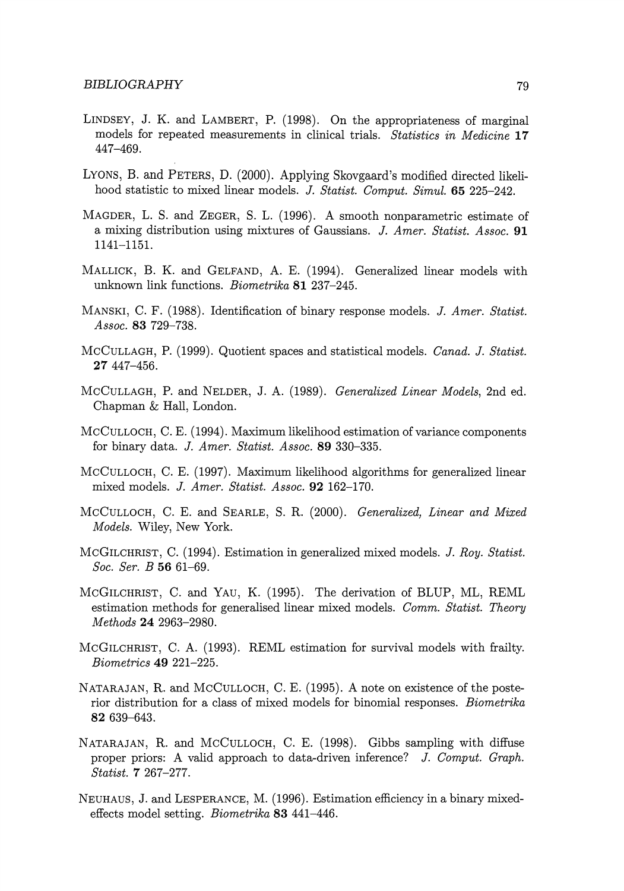LINDSEY, J. K. and LAMBERT, P. (1998). On the appropriateness of marginal models for repeated measurements in clinical trials. *Statistics in Medicine* **17** 447–469.

LYONS, B. and PETERS, D. (2000). Applying Skovgaard's modified directed likelihood statistic to mixed linear models. *J. Statist. Comput. Simul.* **65** 225–242.

MAGDER, L. S. and ZEGER, S. L. (1996). A smooth nonparametric estimate of a mixing distribution using mixtures of Gaussians. *J. Amer. Statist. Assoc.* **91** 1141–1151.

MALLICK, B. K. and GELFAND, A. E. (1994). Generalized linear models with unknown link functions. *Biometrika* **81** 237–245.

MANSKI, C. F. (1988). Identification of binary response models. *J. Amer. Statist. Assoc.* **83** 729–738.

MCCULLAGH, P. (1999). Quotient spaces and statistical models. *Canad. J. Statist.* **27** 447–456.

MCCULLAGH, P. and NELDER, J. A. (1989). *Generalized Linear Models*, 2nd ed. Chapman & Hall, London.

MCCULLOCH, C. E. (1994). Maximum likelihood estimation of variance components for binary data. *J. Amer. Statist. Assoc.* **89** 330–335.

MCCULLOCH, C. E. (1997). Maximum likelihood algorithms for generalized linear mixed models. *J. Amer. Statist. Assoc.* **92** 162–170.

MCCULLOCH, C. E. and SEARLE, S. R. (2000). *Generalized, Linear and Mixed Models.* Wiley, New York.

MCGILCHRIST, C. (1994). Estimation in generalized mixed models. *J. Roy. Statist. Soc. Ser. B* **56** 61–69.

MCGILCHRIST, C. and YAU, K. (1995). The derivation of BLUP, ML, REML estimation methods for generalised linear mixed models. *Comm. Statist. Theory Methods* **24** 2963–2980.

MCGILCHRIST, C. A. (1993). REML estimation for survival models with frailty. *Biometrics* **49** 221–225.

NATARAJAN, R. and MCCULLOCH, C. E. (1995). A note on existence of the posterior distribution for a class of mixed models for binomial responses. *Biometrika* **82** 639–643.

NATARAJAN, R. and MCCULLOCH, C. E. (1998). Gibbs sampling with diffuse proper priors: A valid approach to data-driven inference? *J. Comput. Graph. Statist.* **7** 267–277.

NEUHAUS, J. and LESPERANCE, M. (1996). Estimation efficiency in a binary mixed-effects model setting. *Biometrika* **83** 441–446.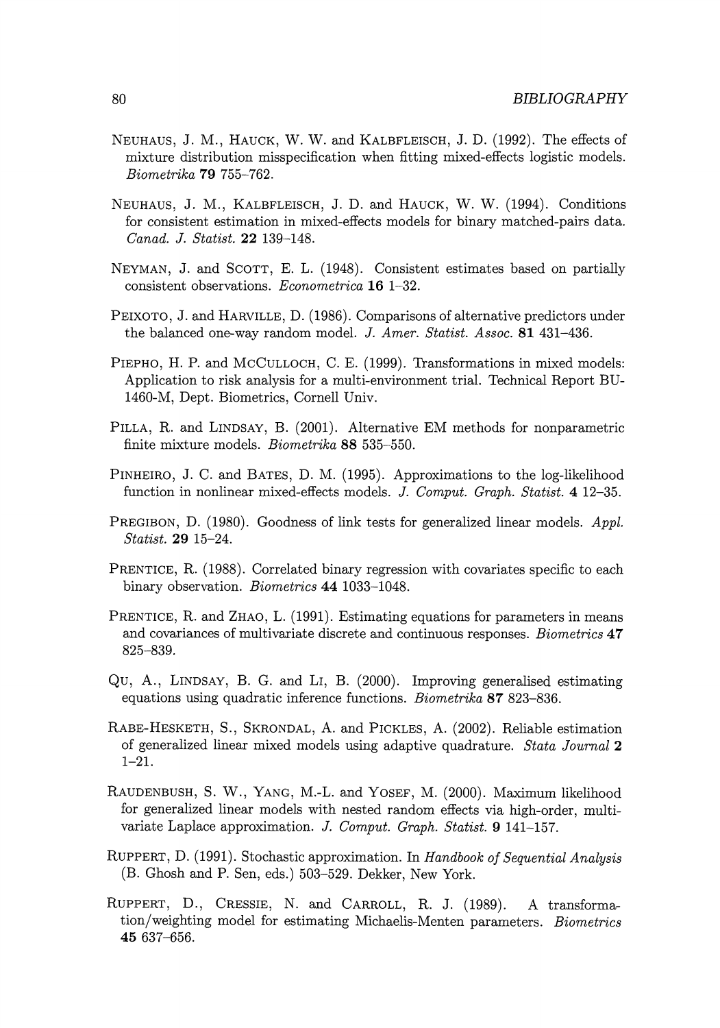NEUHAUS, J. M., HAUCK, W. W. and KALBFLEISCH, J. D. (1992). The effects of mixture distribution misspecification when fitting mixed-effects logistic models. *Biometrika* **79** 755–762.

NEUHAUS, J. M., KALBFLEISCH, J. D. and HAUCK, W. W. (1994). Conditions for consistent estimation in mixed-effects models for binary matched-pairs data. *Canad. J. Statist.* **22** 139–148.

NEYMAN, J. and SCOTT, E. L. (1948). Consistent estimates based on partially consistent observations. *Econometrica* **16** 1–32.

PEIXOTO, J. and HARVILLE, D. (1986). Comparisons of alternative predictors under the balanced one-way random model. *J. Amer. Statist. Assoc.* **81** 431–436.

PIEPHO, H. P. and MCCULLOCH, C. E. (1999). Transformations in mixed models: Application to risk analysis for a multi-environment trial. Technical Report BU-1460-M, Dept. Biometrics, Cornell Univ.

PILLA, R. and LINDSAY, B. (2001). Alternative EM methods for nonparametric finite mixture models. *Biometrika* **88** 535–550.

PINHEIRO, J. C. and BATES, D. M. (1995). Approximations to the log-likelihood function in nonlinear mixed-effects models. *J. Comput. Graph. Statist.* **4** 12–35.

PREGIBON, D. (1980). Goodness of link tests for generalized linear models. *Appl. Statist.* **29** 15–24.

PRENTICE, R. (1988). Correlated binary regression with covariates specific to each binary observation. *Biometrics* **44** 1033–1048.

PRENTICE, R. and ZHAO, L. (1991). Estimating equations for parameters in means and covariances of multivariate discrete and continuous responses. *Biometrics* **47** 825–839.

QU, A., LINDSAY, B. G. and LI, B. (2000). Improving generalised estimating equations using quadratic inference functions. *Biometrika* **87** 823–836.

RABE-HESKETH, S., SKRONDAL, A. and PICKLES, A. (2002). Reliable estimation of generalized linear mixed models using adaptive quadrature. *Stata Journal* **2** 1–21.

RAUDENBUSH, S. W., YANG, M.-L. and YOSEF, M. (2000). Maximum likelihood for generalized linear models with nested random effects via high-order, multivariate Laplace approximation. *J. Comput. Graph. Statist.* **9** 141–157.

RUPPERT, D. (1991). Stochastic approximation. In *Handbook of Sequential Analysis* (B. Ghosh and P. Sen, eds.) 503–529. Dekker, New York.

RUPPERT, D., CRESSIE, N. and CARROLL, R. J. (1989). A transformation/weighting model for estimating Michaelis-Menten parameters. *Biometrics* **45** 637–656.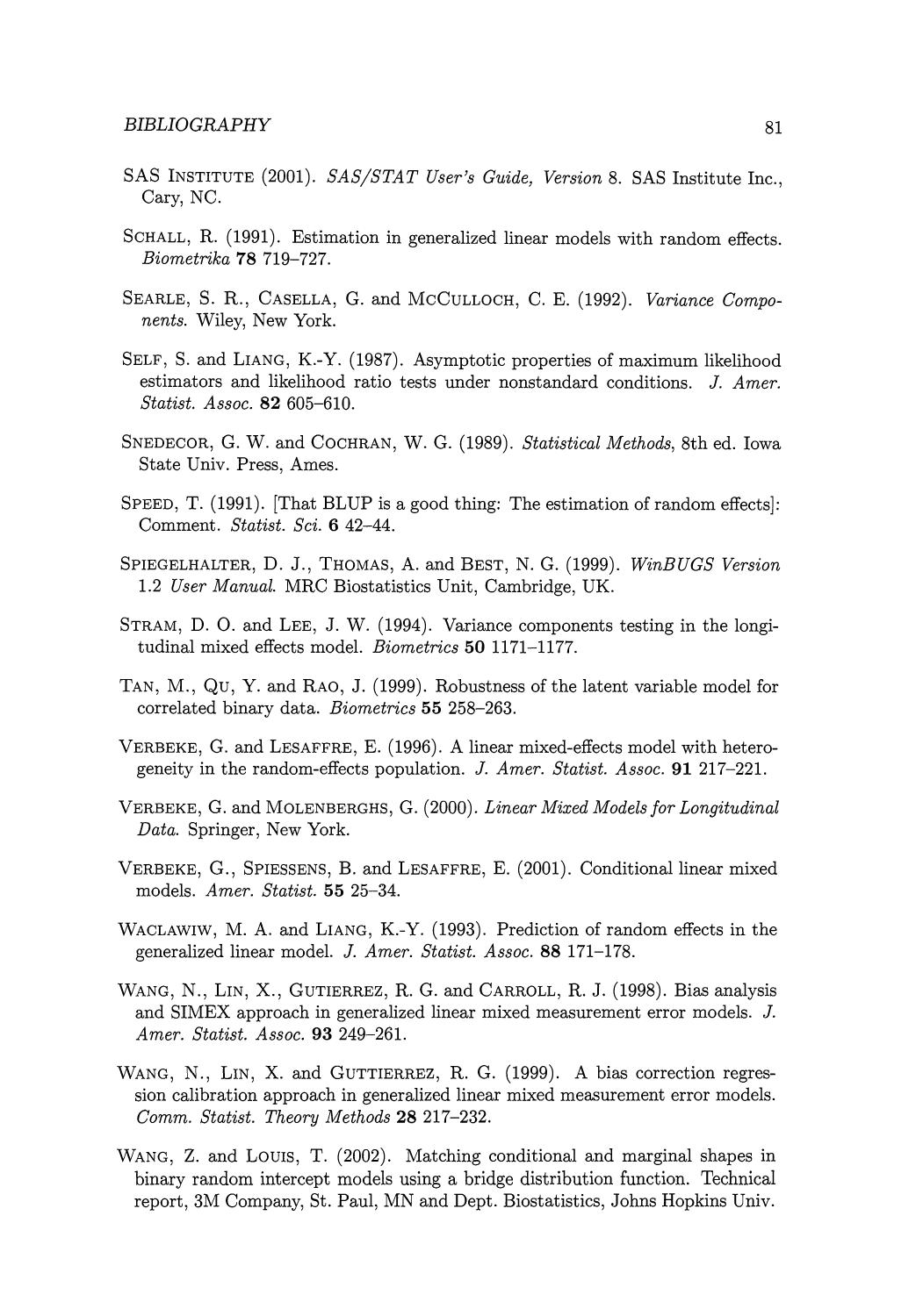SAS Institute (2001). *SAS/STAT User's Guide, Version* 8. SAS Institute Inc., Cary, NC.

Schall, R. (1991). Estimation in generalized linear models with random effects. *Biometrika* **78** 719–727.

Searle, S. R., Casella, G. and McCulloch, C. E. (1992). *Variance Components*. Wiley, New York.

Self, S. and Liang, K.-Y. (1987). Asymptotic properties of maximum likelihood estimators and likelihood ratio tests under nonstandard conditions. *J. Amer. Statist. Assoc.* **82** 605–610.

Snedecor, G. W. and Cochran, W. G. (1989). *Statistical Methods*, 8th ed. Iowa State Univ. Press, Ames.

Speed, T. (1991). [That BLUP is a good thing: The estimation of random effects]: Comment. *Statist. Sci.* **6** 42–44.

Spiegelhalter, D. J., Thomas, A. and Best, N. G. (1999). *WinBUGS Version* 1.2 *User Manual.* MRC Biostatistics Unit, Cambridge, UK.

Stram, D. O. and Lee, J. W. (1994). Variance components testing in the longitudinal mixed effects model. *Biometrics* **50** 1171–1177.

Tan, M., Qu, Y. and Rao, J. (1999). Robustness of the latent variable model for correlated binary data. *Biometrics* **55** 258–263.

Verbeke, G. and Lesaffre, E. (1996). A linear mixed-effects model with heterogeneity in the random-effects population. *J. Amer. Statist. Assoc.* **91** 217–221.

Verbeke, G. and Molenberghs, G. (2000). *Linear Mixed Models for Longitudinal Data.* Springer, New York.

Verbeke, G., Spiessens, B. and Lesaffre, E. (2001). Conditional linear mixed models. *Amer. Statist.* **55** 25–34.

Waclawiw, M. A. and Liang, K.-Y. (1993). Prediction of random effects in the generalized linear model. *J. Amer. Statist. Assoc.* **88** 171–178.

Wang, N., Lin, X., Gutierrez, R. G. and Carroll, R. J. (1998). Bias analysis and SIMEX approach in generalized linear mixed measurement error models. *J. Amer. Statist. Assoc.* **93** 249–261.

Wang, N., Lin, X. and Guttierrez, R. G. (1999). A bias correction regression calibration approach in generalized linear mixed measurement error models. *Comm. Statist. Theory Methods* **28** 217–232.

Wang, Z. and Louis, T. (2002). Matching conditional and marginal shapes in binary random intercept models using a bridge distribution function. Technical report, 3M Company, St. Paul, MN and Dept. Biostatistics, Johns Hopkins Univ.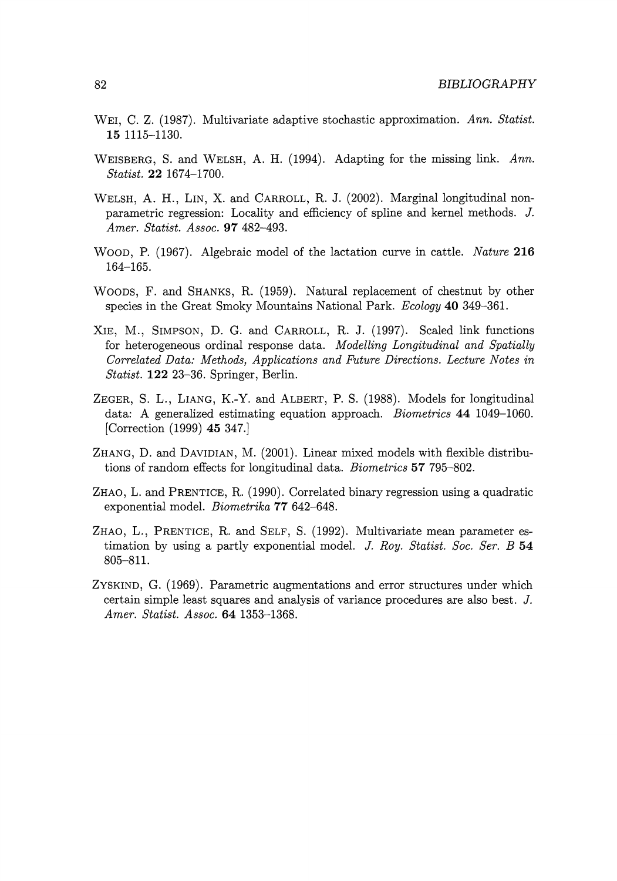Wei, C. Z. (1987). Multivariate adaptive stochastic approximation. *Ann. Statist.* **15** 1115–1130.

Weisberg, S. and Welsh, A. H. (1994). Adapting for the missing link. *Ann. Statist.* **22** 1674–1700.

Welsh, A. H., Lin, X. and Carroll, R. J. (2002). Marginal longitudinal nonparametric regression: Locality and efficiency of spline and kernel methods. *J. Amer. Statist. Assoc.* **97** 482–493.

Wood, P. (1967). Algebraic model of the lactation curve in cattle. *Nature* **216** 164–165.

Woods, F. and Shanks, R. (1959). Natural replacement of chestnut by other species in the Great Smoky Mountains National Park. *Ecology* **40** 349–361.

Xie, M., Simpson, D. G. and Carroll, R. J. (1997). Scaled link functions for heterogeneous ordinal response data. *Modelling Longitudinal and Spatially Correlated Data: Methods, Applications and Future Directions. Lecture Notes in Statist.* **122** 23–36. Springer, Berlin.

Zeger, S. L., Liang, K.-Y. and Albert, P. S. (1988). Models for longitudinal data: A generalized estimating equation approach. *Biometrics* **44** 1049–1060. [Correction (1999) **45** 347.]

Zhang, D. and Davidian, M. (2001). Linear mixed models with flexible distributions of random effects for longitudinal data. *Biometrics* **57** 795–802.

Zhao, L. and Prentice, R. (1990). Correlated binary regression using a quadratic exponential model. *Biometrika* **77** 642–648.

Zhao, L., Prentice, R. and Self, S. (1992). Multivariate mean parameter estimation by using a partly exponential model. *J. Roy. Statist. Soc. Ser. B* **54** 805–811.

Zyskind, G. (1969). Parametric augmentations and error structures under which certain simple least squares and analysis of variance procedures are also best. *J. Amer. Statist. Assoc.* **64** 1353–1368.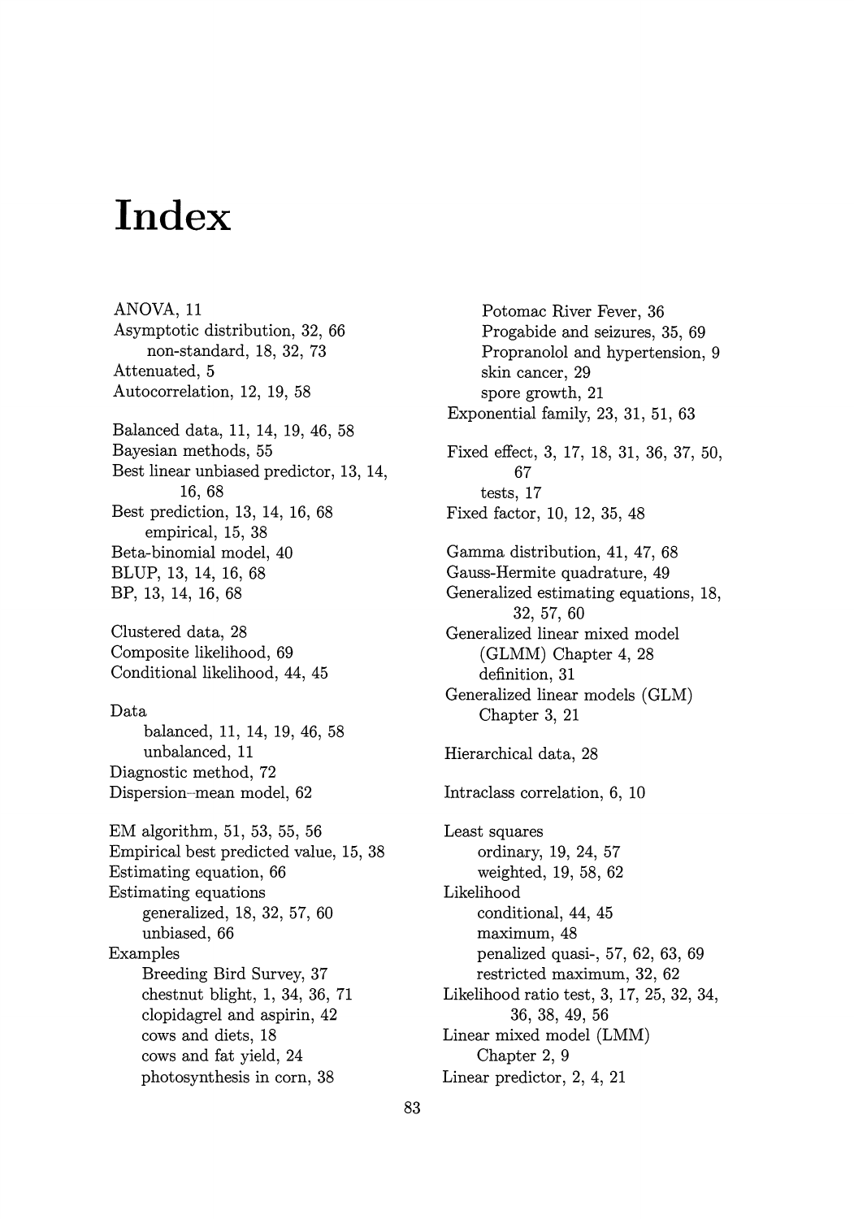# Index

ANOVA, 11
Asymptotic distribution, 32, 66
- non-standard, 18, 32, 73

Attenuated, 5
Autocorrelation, 12, 19, 58

Balanced data, 11, 14, 19, 46, 58
Bayesian methods, 55
Best linear unbiased predictor, 13, 14, 16, 68
Best prediction, 13, 14, 16, 68
- empirical, 15, 38

Beta-binomial model, 40
BLUP, 13, 14, 16, 68
BP, 13, 14, 16, 68

Clustered data, 28
Composite likelihood, 69
Conditional likelihood, 44, 45

Data
- balanced, 11, 14, 19, 46, 58
- unbalanced, 11

Diagnostic method, 72
Dispersion–mean model, 62

EM algorithm, 51, 53, 55, 56
Empirical best predicted value, 15, 38
Estimating equation, 66
Estimating equations
- generalized, 18, 32, 57, 60
- unbiased, 66

Examples
- Breeding Bird Survey, 37
- chestnut blight, 1, 34, 36, 71
- clopidagrel and aspirin, 42
- cows and diets, 18
- cows and fat yield, 24
- photosynthesis in corn, 38
- Potomac River Fever, 36
- Progabide and seizures, 35, 69
- Propranolol and hypertension, 9
- skin cancer, 29
- spore growth, 21

Exponential family, 23, 31, 51, 63

Fixed effect, 3, 17, 18, 31, 36, 37, 50, 67
- tests, 17

Fixed factor, 10, 12, 35, 48

Gamma distribution, 41, 47, 68
Gauss-Hermite quadrature, 49
Generalized estimating equations, 18, 32, 57, 60
Generalized linear mixed model (GLMM) Chapter 4, 28
- definition, 31

Generalized linear models (GLM) Chapter 3, 21

Hierarchical data, 28

Intraclass correlation, 6, 10

Least squares
- ordinary, 19, 24, 57
- weighted, 19, 58, 62

Likelihood
- conditional, 44, 45
- maximum, 48
- penalized quasi-, 57, 62, 63, 69
- restricted maximum, 32, 62

Likelihood ratio test, 3, 17, 25, 32, 34, 36, 38, 49, 56
Linear mixed model (LMM) Chapter 2, 9
Linear predictor, 2, 4, 21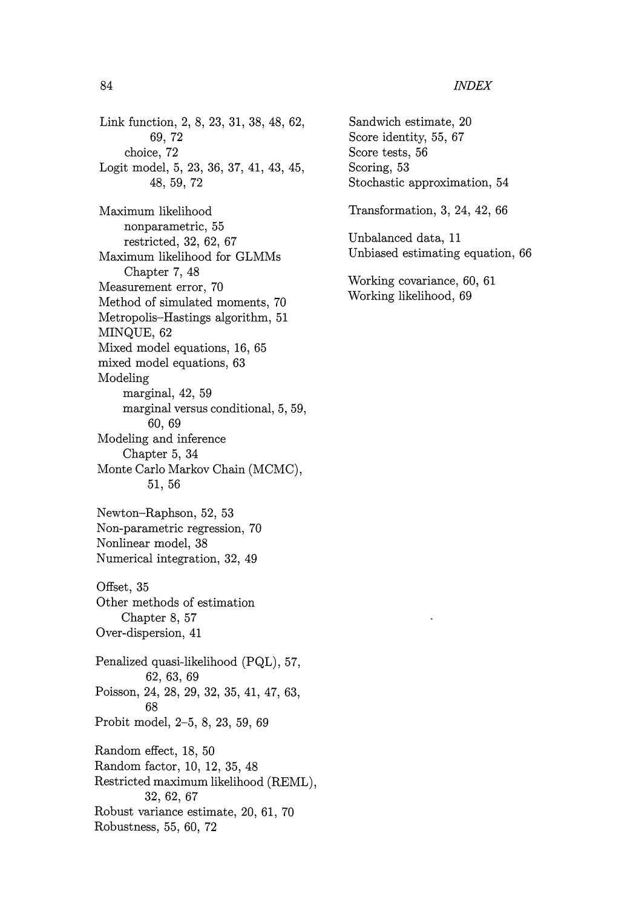Link function, 2, 8, 23, 31, 38, 48, 62, 69, 72
  choice, 72
Logit model, 5, 23, 36, 37, 41, 43, 45, 48, 59, 72

Maximum likelihood
  nonparametric, 55
  restricted, 32, 62, 67
Maximum likelihood for GLMMs
  Chapter 7, 48
Measurement error, 70
Method of simulated moments, 70
Metropolis–Hastings algorithm, 51
MINQUE, 62
Mixed model equations, 16, 65
mixed model equations, 63
Modeling
  marginal, 42, 59
  marginal versus conditional, 5, 59, 60, 69
Modeling and inference
  Chapter 5, 34
Monte Carlo Markov Chain (MCMC), 51, 56

Newton–Raphson, 52, 53
Non-parametric regression, 70
Nonlinear model, 38
Numerical integration, 32, 49

Offset, 35
Other methods of estimation
  Chapter 8, 57
Over-dispersion, 41

Penalized quasi-likelihood (PQL), 57, 62, 63, 69
Poisson, 24, 28, 29, 32, 35, 41, 47, 63, 68
Probit model, 2–5, 8, 23, 59, 69

Random effect, 18, 50
Random factor, 10, 12, 35, 48
Restricted maximum likelihood (REML), 32, 62, 67
Robust variance estimate, 20, 61, 70
Robustness, 55, 60, 72

Sandwich estimate, 20
Score identity, 55, 67
Score tests, 56
Scoring, 53
Stochastic approximation, 54

Transformation, 3, 24, 42, 66

Unbalanced data, 11
Unbiased estimating equation, 66

Working covariance, 60, 61
Working likelihood, 69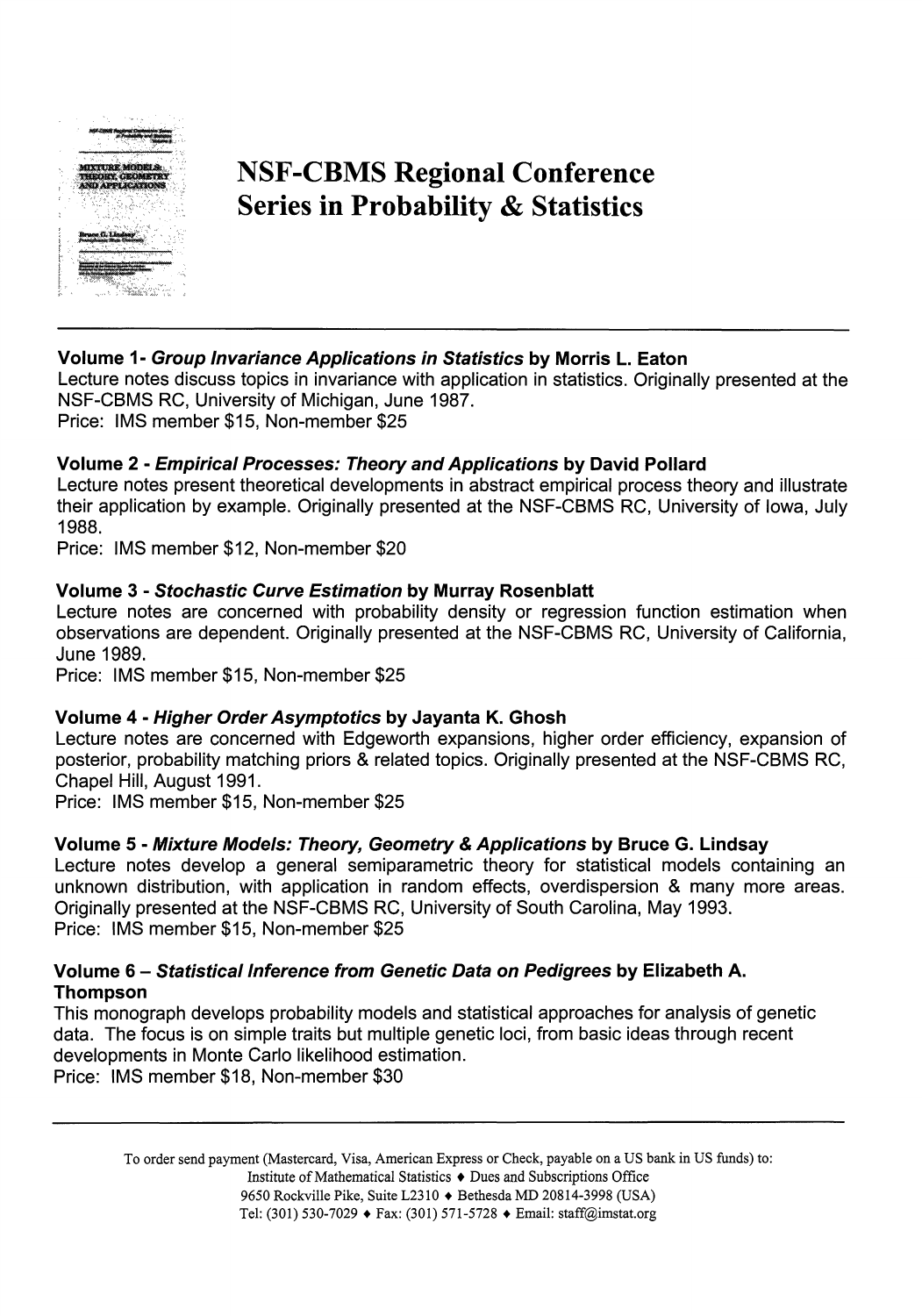# NSF-CBMS Regional Conference Series in Probability & Statistics

---

**Volume 1-** ***Group Invariance Applications in Statistics*** **by Morris L. Eaton**
Lecture notes discuss topics in invariance with application in statistics. Originally presented at the NSF-CBMS RC, University of Michigan, June 1987.
Price: IMS member $15, Non-member $25

**Volume 2 -** ***Empirical Processes: Theory and Applications*** **by David Pollard**
Lecture notes present theoretical developments in abstract empirical process theory and illustrate their application by example. Originally presented at the NSF-CBMS RC, University of Iowa, July 1988.
Price: IMS member $12, Non-member $20

**Volume 3 -** ***Stochastic Curve Estimation*** **by Murray Rosenblatt**
Lecture notes are concerned with probability density or regression function estimation when observations are dependent. Originally presented at the NSF-CBMS RC, University of California, June 1989.
Price: IMS member $15, Non-member $25

**Volume 4 -** ***Higher Order Asymptotics*** **by Jayanta K. Ghosh**
Lecture notes are concerned with Edgeworth expansions, higher order efficiency, expansion of posterior, probability matching priors & related topics. Originally presented at the NSF-CBMS RC, Chapel Hill, August 1991.
Price: IMS member $15, Non-member $25

**Volume 5 -** ***Mixture Models: Theory, Geometry & Applications*** **by Bruce G. Lindsay**
Lecture notes develop a general semiparametric theory for statistical models containing an unknown distribution, with application in random effects, overdispersion & many more areas. Originally presented at the NSF-CBMS RC, University of South Carolina, May 1993.
Price: IMS member $15, Non-member $25

**Volume 6 –** ***Statistical Inference from Genetic Data on Pedigrees*** **by Elizabeth A. Thompson**
This monograph develops probability models and statistical approaches for analysis of genetic data. The focus is on simple traits but multiple genetic loci, from basic ideas through recent developments in Monte Carlo likelihood estimation.
Price: IMS member $18, Non-member $30

---

To order send payment (Mastercard, Visa, American Express or Check, payable on a US bank in US funds) to:
Institute of Mathematical Statistics ♦ Dues and Subscriptions Office
9650 Rockville Pike, Suite L2310 ♦ Bethesda MD 20814-3998 (USA)
Tel: (301) 530-7029 ♦ Fax: (301) 571-5728 ♦ Email: staff@imstat.org